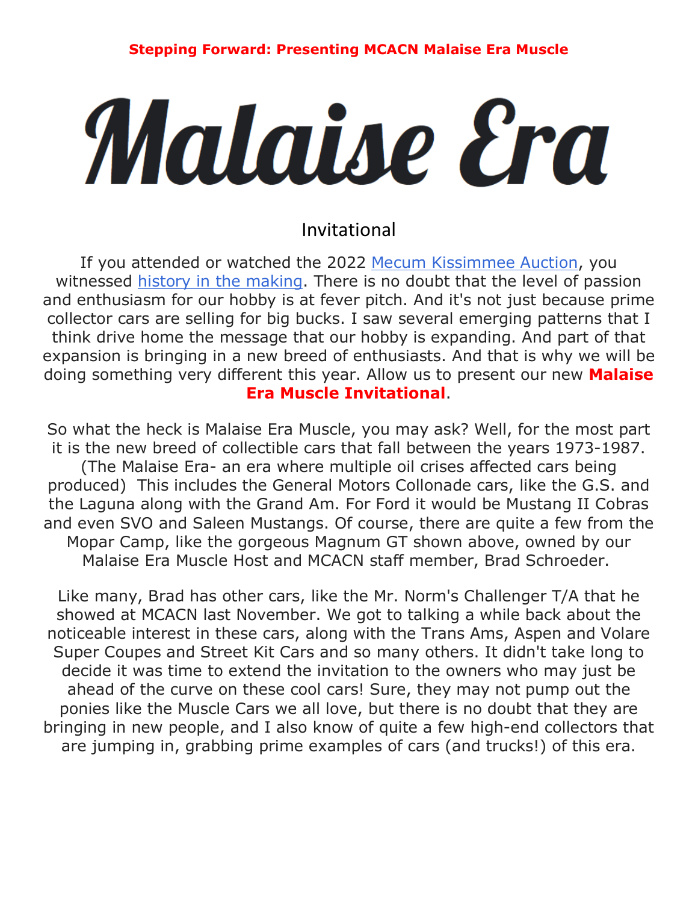**Stepping Forward: Presenting MCACN Malaise Era Muscle**

# Malaise Era

## Invitational

If you attended or watched the 2022 [Mecum Kissimmee Auction](), you witnessed [history in the making](). There is no doubt that the level of passion and enthusiasm for our hobby is at fever pitch. And it's not just because prime collector cars are selling for big bucks. I saw several emerging patterns that I think drive home the message that our hobby is expanding. And part of that expansion is bringing in a new breed of enthusiasts. And that is why we will be doing something very different this year. Allow us to present our new **Malaise Era Muscle Invitational**.

So what the heck is Malaise Era Muscle, you may ask? Well, for the most part it is the new breed of collectible cars that fall between the years 1973-1987. (The Malaise Era- an era where multiple oil crises affected cars being produced) This includes the General Motors Collonade cars, like the G.S. and the Laguna along with the Grand Am. For Ford it would be Mustang II Cobras and even SVO and Saleen Mustangs. Of course, there are quite a few from the Mopar Camp, like the gorgeous Magnum GT shown above, owned by our Malaise Era Muscle Host and MCACN staff member, Brad Schroeder.

Like many, Brad has other cars, like the Mr. Norm's Challenger T/A that he showed at MCACN last November. We got to talking a while back about the noticeable interest in these cars, along with the Trans Ams, Aspen and Volare Super Coupes and Street Kit Cars and so many others. It didn't take long to decide it was time to extend the invitation to the owners who may just be ahead of the curve on these cool cars! Sure, they may not pump out the ponies like the Muscle Cars we all love, but there is no doubt that they are bringing in new people, and I also know of quite a few high-end collectors that are jumping in, grabbing prime examples of cars (and trucks!) of this era.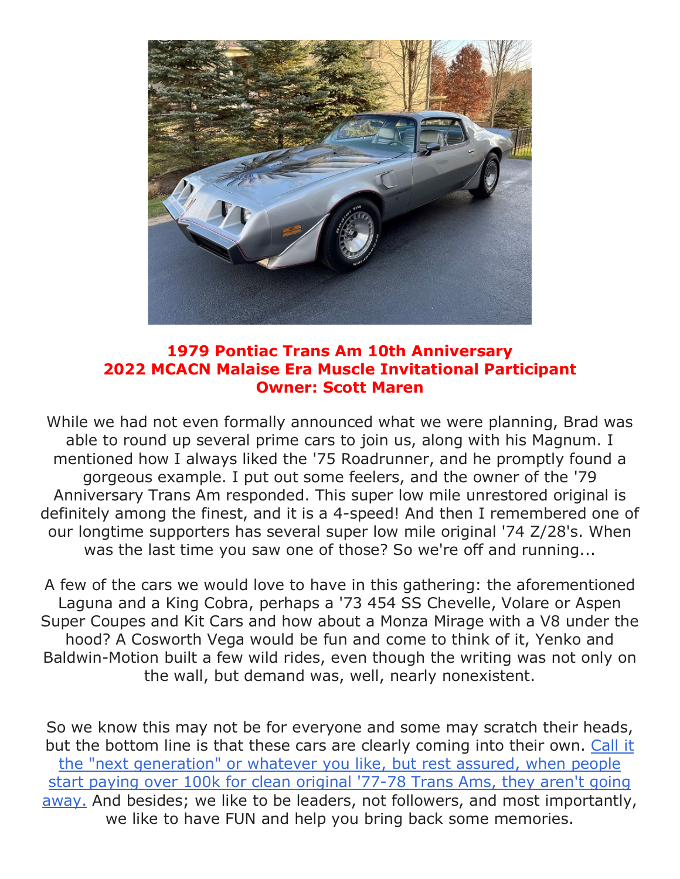**1979 Pontiac Trans Am 10th Anniversary**
**2022 MCACN Malaise Era Muscle Invitational Participant**
**Owner: Scott Maren**

While we had not even formally announced what we were planning, Brad was able to round up several prime cars to join us, along with his Magnum. I mentioned how I always liked the '75 Roadrunner, and he promptly found a gorgeous example. I put out some feelers, and the owner of the '79 Anniversary Trans Am responded. This super low mile unrestored original is definitely among the finest, and it is a 4-speed! And then I remembered one of our longtime supporters has several super low mile original '74 Z/28's. When was the last time you saw one of those? So we're off and running...

A few of the cars we would love to have in this gathering: the aforementioned Laguna and a King Cobra, perhaps a '73 454 SS Chevelle, Volare or Aspen Super Coupes and Kit Cars and how about a Monza Mirage with a V8 under the hood? A Cosworth Vega would be fun and come to think of it, Yenko and Baldwin-Motion built a few wild rides, even though the writing was not only on the wall, but demand was, well, nearly nonexistent.

So we know this may not be for everyone and some may scratch their heads, but the bottom line is that these cars are clearly coming into their own. Call it the "next generation" or whatever you like, but rest assured, when people start paying over 100k for clean original '77-78 Trans Ams, they aren't going away. And besides; we like to be leaders, not followers, and most importantly, we like to have FUN and help you bring back some memories.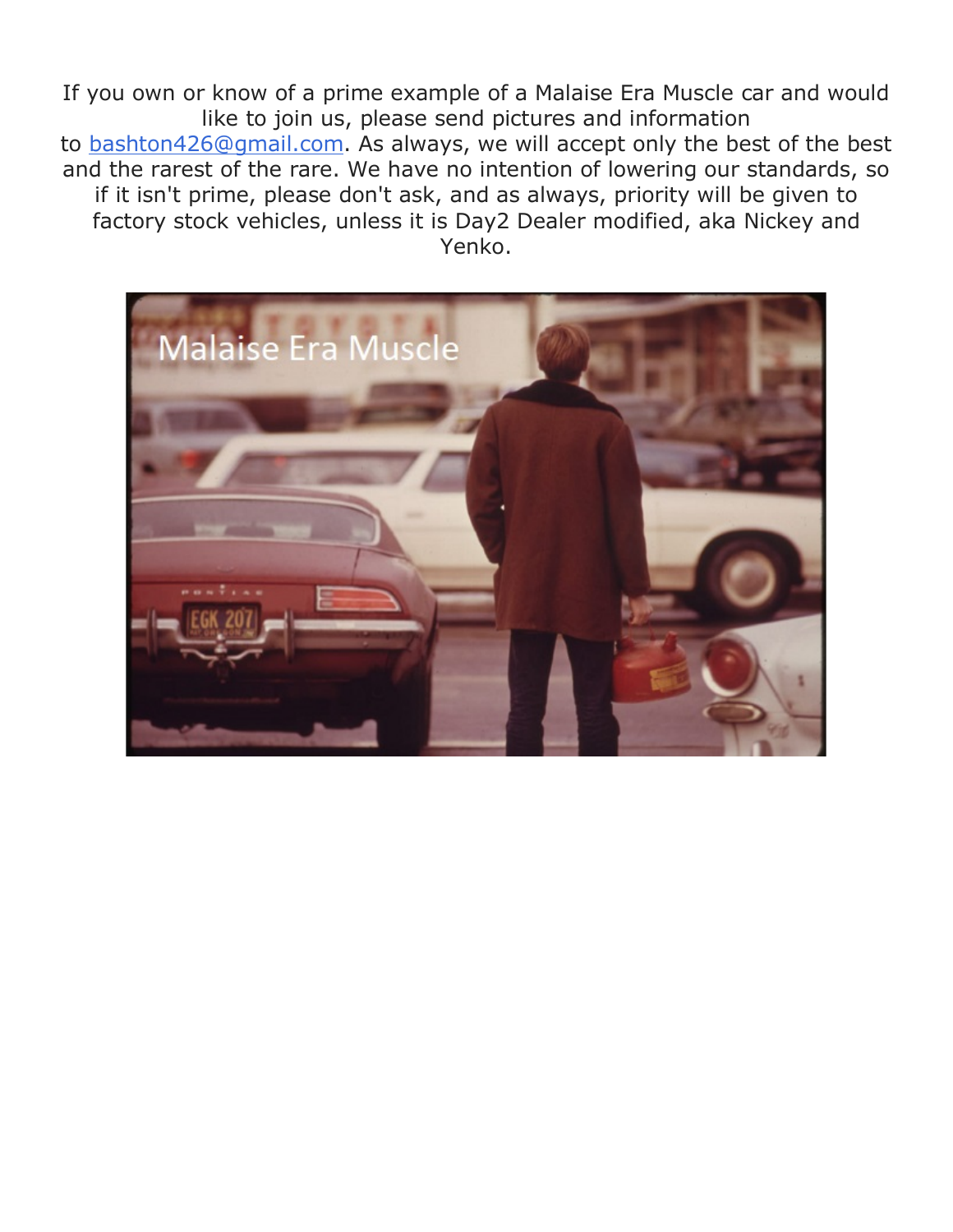If you own or know of a prime example of a Malaise Era Muscle car and would like to join us, please send pictures and information to bashton426@gmail.com. As always, we will accept only the best of the best and the rarest of the rare. We have no intention of lowering our standards, so if it isn't prime, please don't ask, and as always, priority will be given to factory stock vehicles, unless it is Day2 Dealer modified, aka Nickey and Yenko.